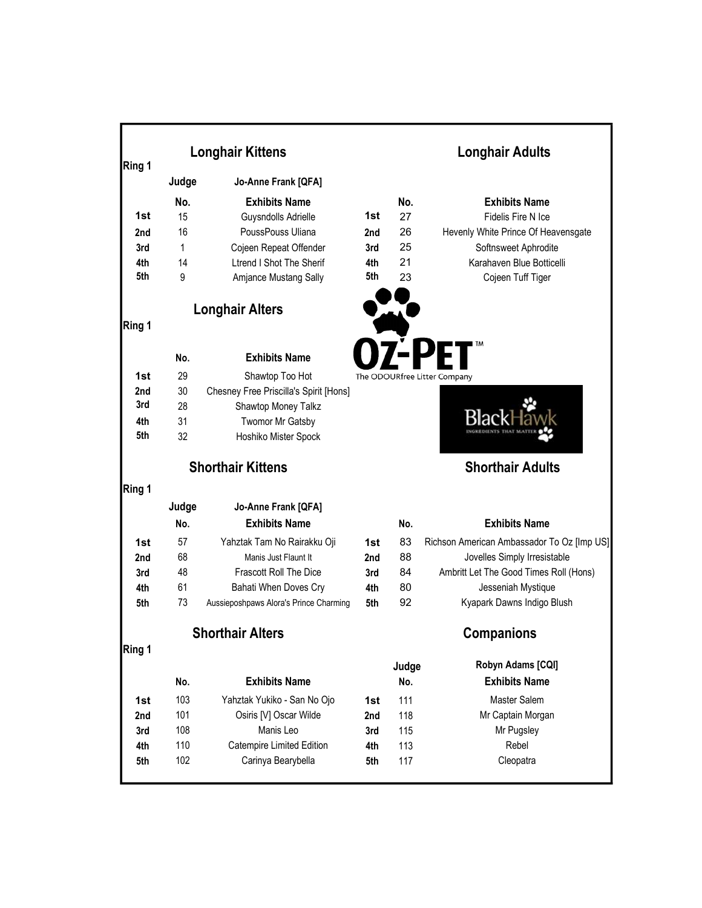## Ring 1

### Longhair Kittens

Judge: Jo-Anne Frank [QFA]

| | No. | Exhibits Name |
|---|---|---|
| 1st | 15 | Guysndolls Adrielle |
| 2nd | 16 | PoussPouss Uliana |
| 3rd | 1 | Cojeen Repeat Offender |
| 4th | 14 | Ltrend I Shot The Sherif |
| 5th | 9 | Amjance Mustang Sally |

### Longhair Adults

| | No. | Exhibits Name |
|---|---|---|
| 1st | 27 | Fidelis Fire N Ice |
| 2nd | 26 | Hevenly White Prince Of Heavensgate |
| 3rd | 25 | Softnsweet Aphrodite |
| 4th | 21 | Karahaven Blue Botticelli |
| 5th | 23 | Cojeen Tuff Tiger |

## Ring 1

### Longhair Alters

| | No. | Exhibits Name |
|---|---|---|
| 1st | 29 | Shawtop Too Hot |
| 2nd | 30 | Chesney Free Priscilla's Spirit [Hons] |
| 3rd | 28 | Shawtop Money Talkz |
| 4th | 31 | Twomor Mr Gatsby |
| 5th | 32 | Hoshiko Mister Spock |

OZ-PET™ The ODOURfree Litter Company

BlackHawk INGREDIENTS THAT MATTER

## Ring 1

### Shorthair Kittens

Judge: Jo-Anne Frank [QFA]

| | No. | Exhibits Name |
|---|---|---|
| 1st | 57 | Yahztak Tam No Rairakku Oji |
| 2nd | 68 | Manis Just Flaunt It |
| 3rd | 48 | Frascott Roll The Dice |
| 4th | 61 | Bahati When Doves Cry |
| 5th | 73 | Aussieposhpaws Alora's Prince Charming |

### Shorthair Adults

| | No. | Exhibits Name |
|---|---|---|
| 1st | 83 | Richson American Ambassador To Oz [Imp US] |
| 2nd | 88 | Jovelles Simply Irresistable |
| 3rd | 84 | Ambritt Let The Good Times Roll (Hons) |
| 4th | 80 | Jesseniah Mystique |
| 5th | 92 | Kyapark Dawns Indigo Blush |

## Ring 1

### Shorthair Alters

| | No. | Exhibits Name |
|---|---|---|
| 1st | 103 | Yahztak Yukiko - San No Ojo |
| 2nd | 101 | Osiris [V] Oscar Wilde |
| 3rd | 108 | Manis Leo |
| 4th | 110 | Catempire Limited Edition |
| 5th | 102 | Carinya Bearybella |

### Companions

Judge: Robyn Adams [CQI]

| | No. | Exhibits Name |
|---|---|---|
| 1st | 111 | Master Salem |
| 2nd | 118 | Mr Captain Morgan |
| 3rd | 115 | Mr Pugsley |
| 4th | 113 | Rebel |
| 5th | 117 | Cleopatra |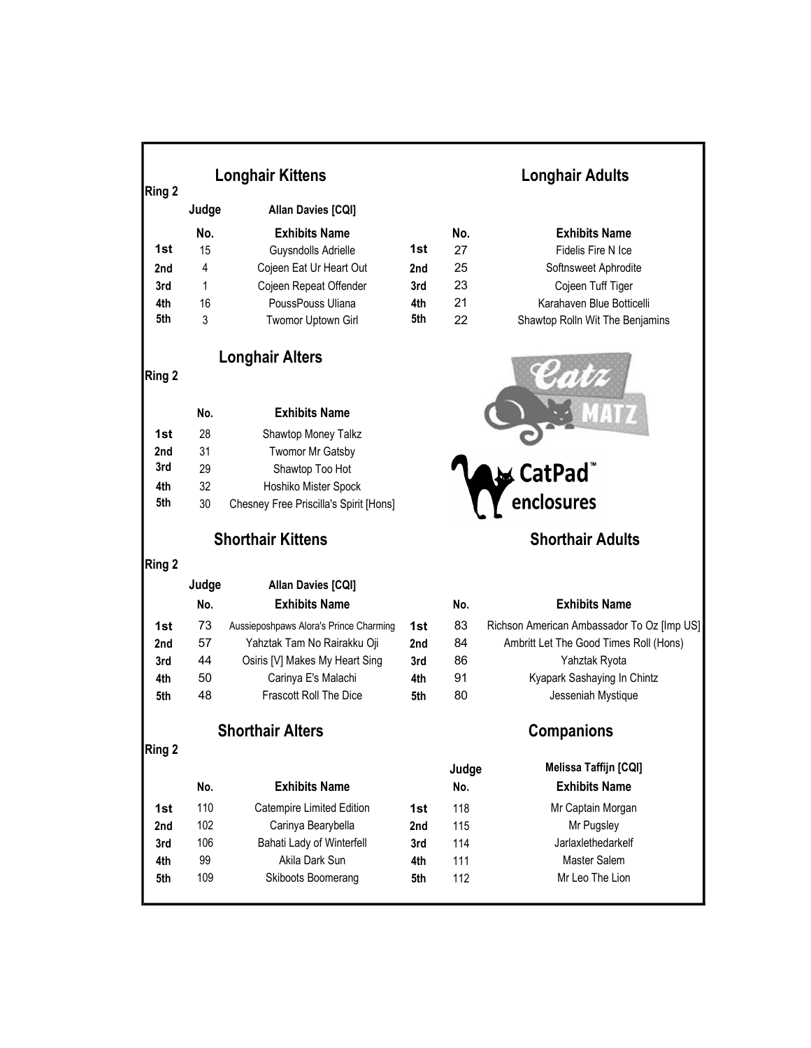## Longhair Kittens

**Ring 2**

**Judge** Allan Davies [CQI]

| | No. | Exhibits Name |
|---|---|---|
| 1st | 15 | Guysndolls Adrielle |
| 2nd | 4 | Cojeen Eat Ur Heart Out |
| 3rd | 1 | Cojeen Repeat Offender |
| 4th | 16 | PoussPouss Uliana |
| 5th | 3 | Twomor Uptown Girl |

## Longhair Adults

| | No. | Exhibits Name |
|---|---|---|
| 1st | 27 | Fidelis Fire N Ice |
| 2nd | 25 | Softnsweet Aphrodite |
| 3rd | 23 | Cojeen Tuff Tiger |
| 4th | 21 | Karahaven Blue Botticelli |
| 5th | 22 | Shawtop Rolln Wit The Benjamins |

## Longhair Alters

**Ring 2**

| | No. | Exhibits Name |
|---|---|---|
| 1st | 28 | Shawtop Money Talkz |
| 2nd | 31 | Twomor Mr Gatsby |
| 3rd | 29 | Shawtop Too Hot |
| 4th | 32 | Hoshiko Mister Spock |
| 5th | 30 | Chesney Free Priscilla's Spirit [Hons] |

Catz Matz

CatPad™ enclosures

## Shorthair Kittens

**Ring 2**

**Judge** Allan Davies [CQI]

| | No. | Exhibits Name |
|---|---|---|
| 1st | 73 | Aussieposhpaws Alora's Prince Charming |
| 2nd | 57 | Yahztak Tam No Rairakku Oji |
| 3rd | 44 | Osiris [V] Makes My Heart Sing |
| 4th | 50 | Carinya E's Malachi |
| 5th | 48 | Frascott Roll The Dice |

## Shorthair Adults

| | No. | Exhibits Name |
|---|---|---|
| 1st | 83 | Richson American Ambassador To Oz [Imp US] |
| 2nd | 84 | Ambritt Let The Good Times Roll (Hons) |
| 3rd | 86 | Yahztak Ryota |
| 4th | 91 | Kyapark Sashaying In Chintz |
| 5th | 80 | Jesseniah Mystique |

## Shorthair Alters

**Ring 2**

| | No. | Exhibits Name |
|---|---|---|
| 1st | 110 | Catempire Limited Edition |
| 2nd | 102 | Carinya Bearybella |
| 3rd | 106 | Bahati Lady of Winterfell |
| 4th | 99 | Akila Dark Sun |
| 5th | 109 | Skiboots Boomerang |

## Companions

**Judge** Melissa Taffijn [CQI]

| | No. | Exhibits Name |
|---|---|---|
| 1st | 118 | Mr Captain Morgan |
| 2nd | 115 | Mr Pugsley |
| 3rd | 114 | Jarlaxlethedarkelf |
| 4th | 111 | Master Salem |
| 5th | 112 | Mr Leo The Lion |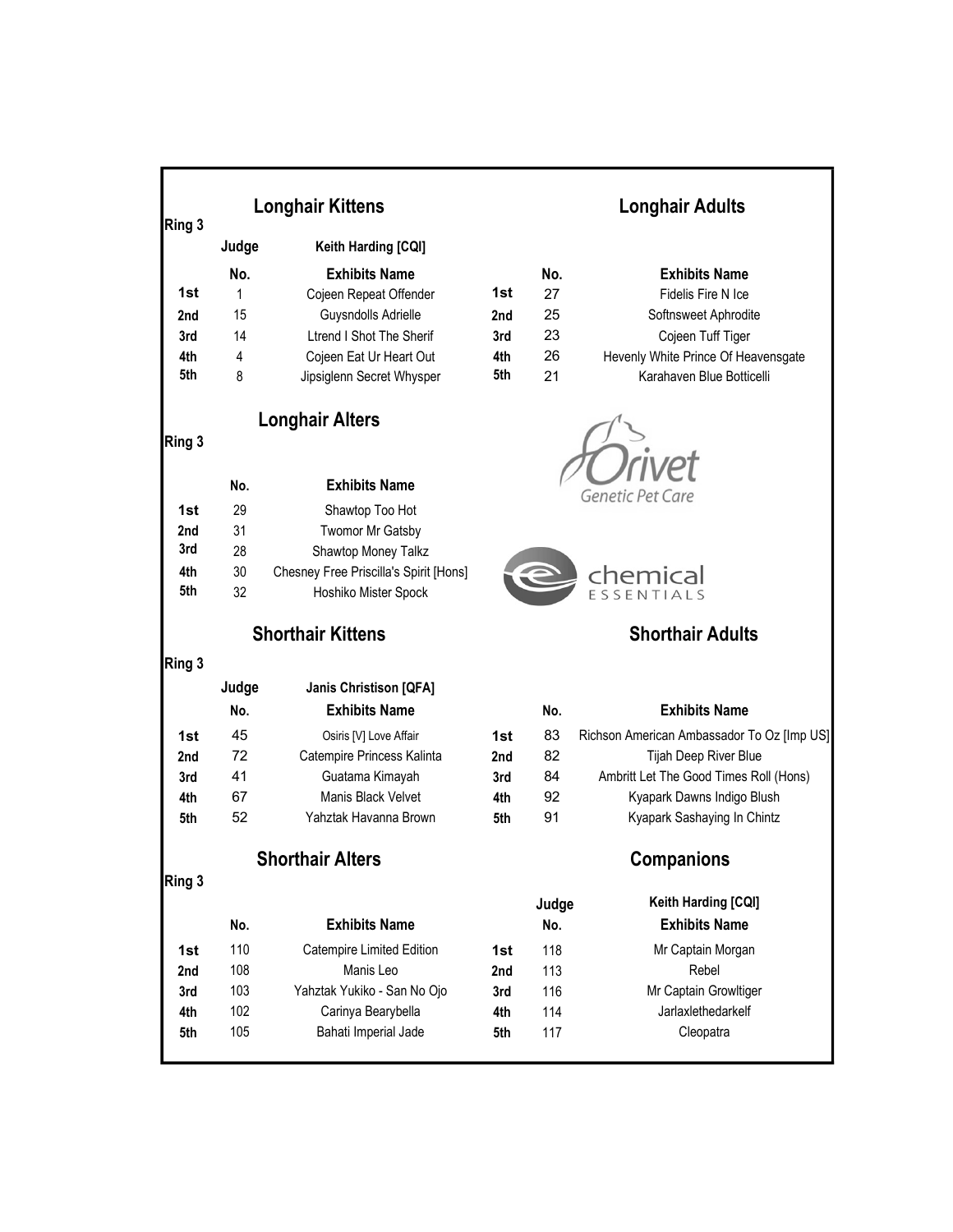## Longhair Kittens

**Ring 3**

**Judge:** Keith Harding [CQI]

| | No. | Exhibits Name |
|---|---|---|
| 1st | 1 | Cojeen Repeat Offender |
| 2nd | 15 | Guysndolls Adrielle |
| 3rd | 14 | Ltrend I Shot The Sherif |
| 4th | 4 | Cojeen Eat Ur Heart Out |
| 5th | 8 | Jipsiglenn Secret Whysper |

## Longhair Adults

| | No. | Exhibits Name |
|---|---|---|
| 1st | 27 | Fidelis Fire N Ice |
| 2nd | 25 | Softnsweet Aphrodite |
| 3rd | 23 | Cojeen Tuff Tiger |
| 4th | 26 | Hevenly White Prince Of Heavensgate |
| 5th | 21 | Karahaven Blue Botticelli |

## Longhair Alters

**Ring 3**

| | No. | Exhibits Name |
|---|---|---|
| 1st | 29 | Shawtop Too Hot |
| 2nd | 31 | Twomor Mr Gatsby |
| 3rd | 28 | Shawtop Money Talkz |
| 4th | 30 | Chesney Free Priscilla's Spirit [Hons] |
| 5th | 32 | Hoshiko Mister Spock |

Orivet Genetic Pet Care

chemical ESSENTIALS

## Shorthair Kittens

**Ring 3**

**Judge:** Janis Christison [QFA]

| | No. | Exhibits Name |
|---|---|---|
| 1st | 45 | Osiris [V] Love Affair |
| 2nd | 72 | Catempire Princess Kalinta |
| 3rd | 41 | Guatama Kimayah |
| 4th | 67 | Manis Black Velvet |
| 5th | 52 | Yahztak Havanna Brown |

## Shorthair Adults

| | No. | Exhibits Name |
|---|---|---|
| 1st | 83 | Richson American Ambassador To Oz [Imp US] |
| 2nd | 82 | Tijah Deep River Blue |
| 3rd | 84 | Ambritt Let The Good Times Roll (Hons) |
| 4th | 92 | Kyapark Dawns Indigo Blush |
| 5th | 91 | Kyapark Sashaying In Chintz |

## Shorthair Alters

**Ring 3**

| | No. | Exhibits Name |
|---|---|---|
| 1st | 110 | Catempire Limited Edition |
| 2nd | 108 | Manis Leo |
| 3rd | 103 | Yahztak Yukiko - San No Ojo |
| 4th | 102 | Carinya Bearybella |
| 5th | 105 | Bahati Imperial Jade |

## Companions

**Judge:** Keith Harding [CQI]

| | No. | Exhibits Name |
|---|---|---|
| 1st | 118 | Mr Captain Morgan |
| 2nd | 113 | Rebel |
| 3rd | 116 | Mr Captain Growltiger |
| 4th | 114 | Jarlaxlethedarkelf |
| 5th | 117 | Cleopatra |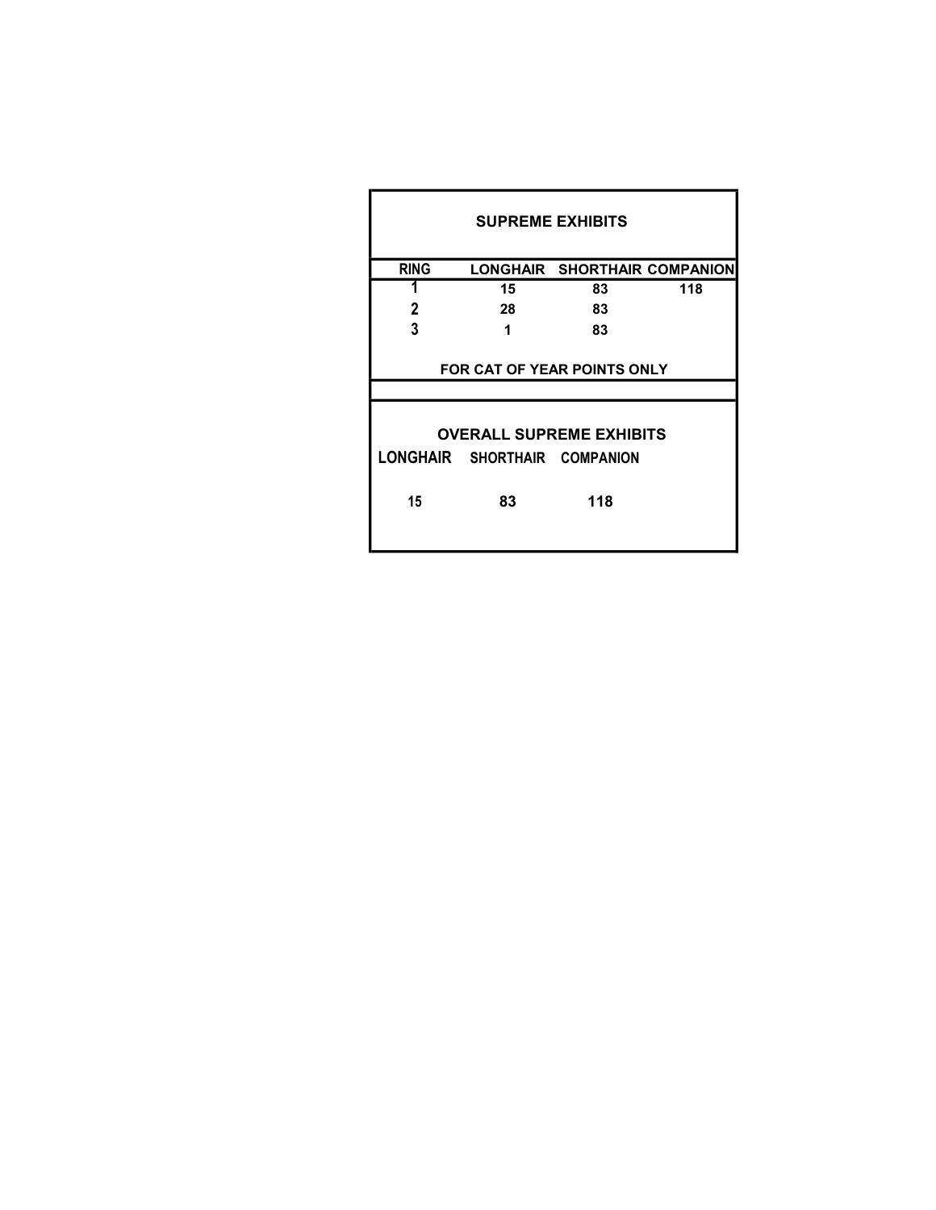## SUPREME EXHIBITS

| RING | LONGHAIR | SHORTHAIR | COMPANION |
|---|---|---|---|
| 1 | 15 | 83 | 118 |
| 2 | 28 | 83 | |
| 3 | 1 | 83 | |

FOR CAT OF YEAR POINTS ONLY

## OVERALL SUPREME EXHIBITS

| LONGHAIR | SHORTHAIR | COMPANION |
|---|---|---|
| 15 | 83 | 118 |